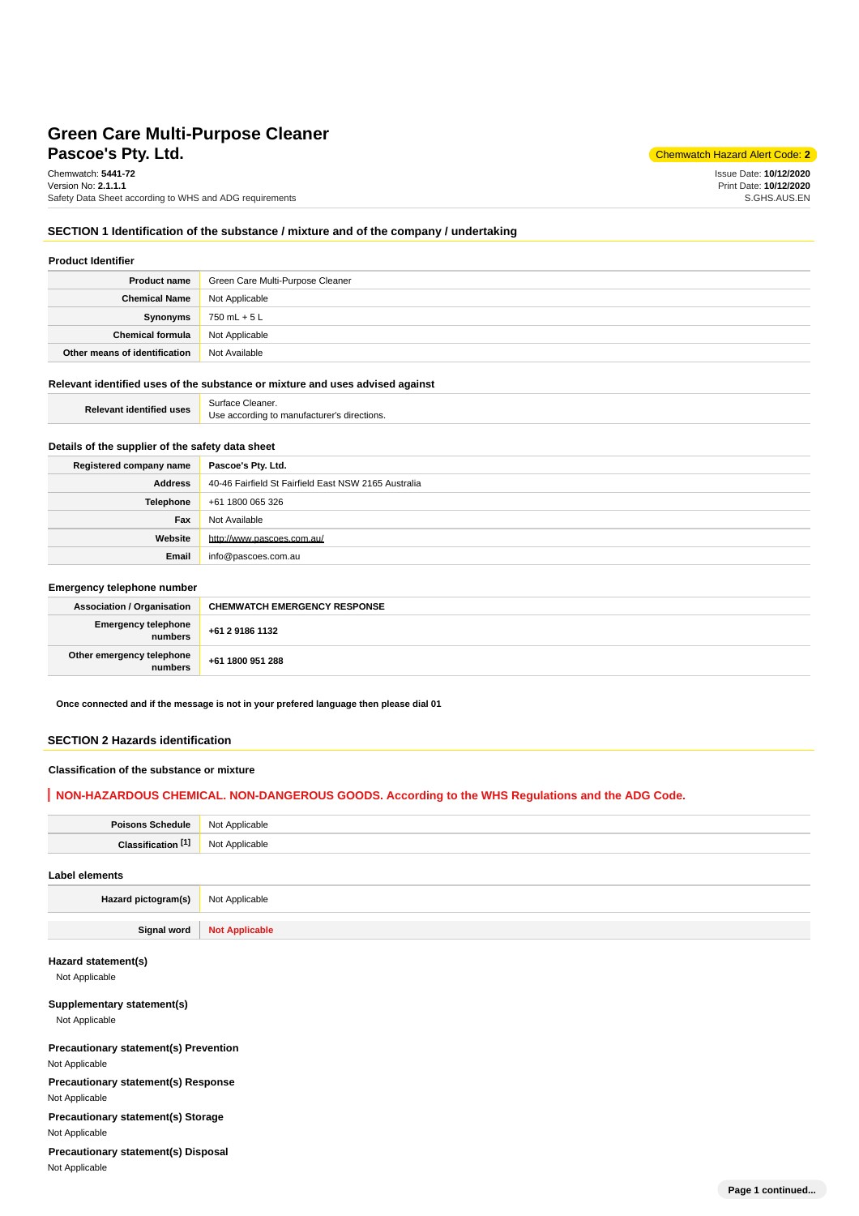# Green Care Multi-Purpose Cleaner

## Pascoe's Pty. Ltd.

Chemwatch Hazard Alert Code: **2**

Chemwatch: **5441-72**
Version No: **2.1.1.1**
Safety Data Sheet according to WHS and ADG requirements

Issue Date: **10/12/2020**
Print Date: **10/12/2020**
S.GHS.AUS.EN

## SECTION 1 Identification of the substance / mixture and of the company / undertaking

### Product Identifier

| | |
|---|---|
| **Product name** | Green Care Multi-Purpose Cleaner |
| **Chemical Name** | Not Applicable |
| **Synonyms** | 750 mL + 5 L |
| **Chemical formula** | Not Applicable |
| **Other means of identification** | Not Available |

### Relevant identified uses of the substance or mixture and uses advised against

| | |
|---|---|
| **Relevant identified uses** | Surface Cleaner.<br>Use according to manufacturer's directions. |

### Details of the supplier of the safety data sheet

| | |
|---|---|
| **Registered company name** | **Pascoe's Pty. Ltd.** |
| **Address** | 40-46 Fairfield St Fairfield East NSW 2165 Australia |
| **Telephone** | +61 1800 065 326 |
| **Fax** | Not Available |
| **Website** | http://www.pascoes.com.au/ |
| **Email** | info@pascoes.com.au |

### Emergency telephone number

| | |
|---|---|
| **Association / Organisation** | **CHEMWATCH EMERGENCY RESPONSE** |
| **Emergency telephone numbers** | **+61 2 9186 1132** |
| **Other emergency telephone numbers** | **+61 1800 951 288** |

**Once connected and if the message is not in your prefered language then please dial 01**

## SECTION 2 Hazards identification

### Classification of the substance or mixture

**NON-HAZARDOUS CHEMICAL. NON-DANGEROUS GOODS. According to the WHS Regulations and the ADG Code.**

| | |
|---|---|
| **Poisons Schedule** | Not Applicable |
| **Classification [1]** | Not Applicable |

### Label elements

| | |
|---|---|
| **Hazard pictogram(s)** | Not Applicable |
| **Signal word** | **Not Applicable** |

### Hazard statement(s)

Not Applicable

### Supplementary statement(s)

Not Applicable

### Precautionary statement(s) Prevention

Not Applicable

### Precautionary statement(s) Response

Not Applicable

### Precautionary statement(s) Storage

Not Applicable

### Precautionary statement(s) Disposal

Not Applicable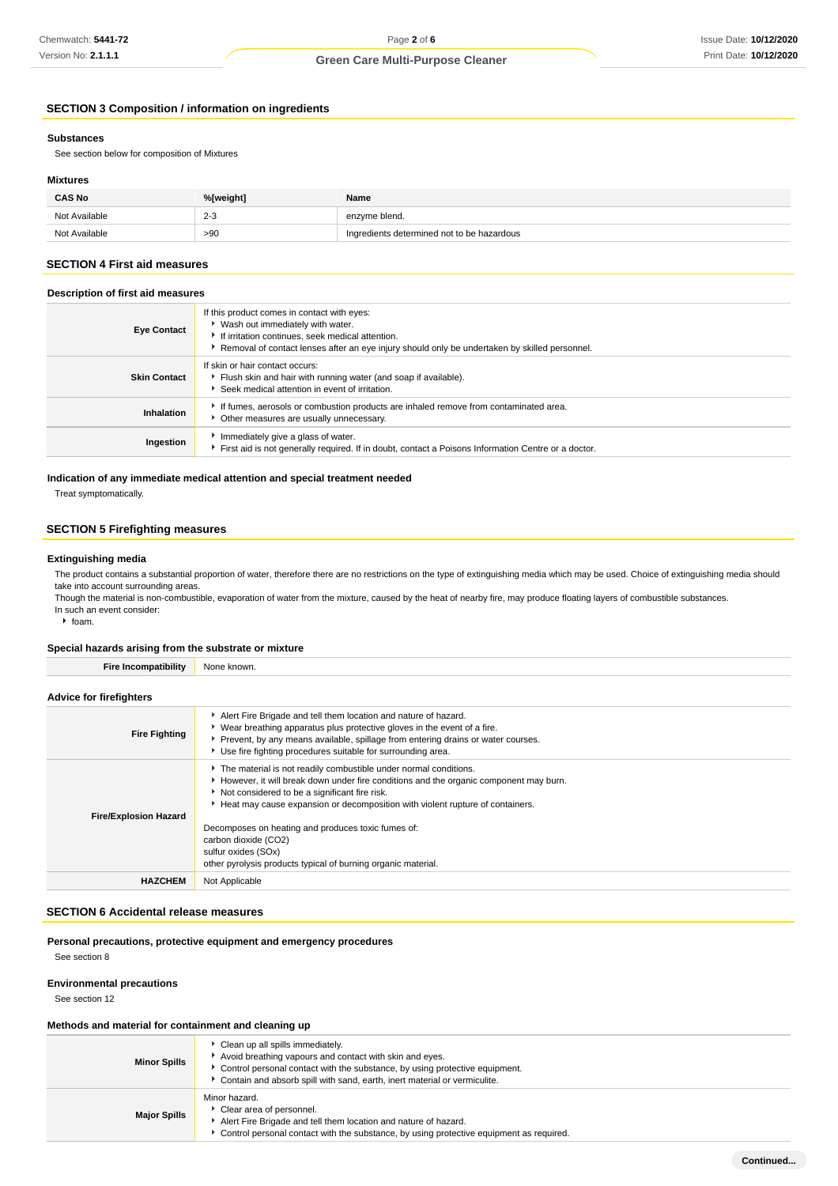## SECTION 3 Composition / information on ingredients

### Substances

See section below for composition of Mixtures

### Mixtures

| CAS No | %[weight] | Name |
|---|---|---|
| Not Available | 2-3 | enzyme blend. |
| Not Available | >90 | Ingredients determined not to be hazardous |

## SECTION 4 First aid measures

### Description of first aid measures

| | |
|---|---|
| **Eye Contact** | If this product comes in contact with eyes:<br>▸ Wash out immediately with water.<br>▸ If irritation continues, seek medical attention.<br>▸ Removal of contact lenses after an eye injury should only be undertaken by skilled personnel. |
| **Skin Contact** | If skin or hair contact occurs:<br>▸ Flush skin and hair with running water (and soap if available).<br>▸ Seek medical attention in event of irritation. |
| **Inhalation** | ▸ If fumes, aerosols or combustion products are inhaled remove from contaminated area.<br>▸ Other measures are usually unnecessary. |
| **Ingestion** | ▸ Immediately give a glass of water.<br>▸ First aid is not generally required. If in doubt, contact a Poisons Information Centre or a doctor. |

### Indication of any immediate medical attention and special treatment needed

Treat symptomatically.

## SECTION 5 Firefighting measures

### Extinguishing media

The product contains a substantial proportion of water, therefore there are no restrictions on the type of extinguishing media which may be used. Choice of extinguishing media should take into account surrounding areas.
Though the material is non-combustible, evaporation of water from the mixture, caused by the heat of nearby fire, may produce floating layers of combustible substances.
In such an event consider:

- foam.

### Special hazards arising from the substrate or mixture

| | |
|---|---|
| **Fire Incompatibility** | None known. |

### Advice for firefighters

| | |
|---|---|
| **Fire Fighting** | ▸ Alert Fire Brigade and tell them location and nature of hazard.<br>▸ Wear breathing apparatus plus protective gloves in the event of a fire.<br>▸ Prevent, by any means available, spillage from entering drains or water courses.<br>▸ Use fire fighting procedures suitable for surrounding area. |
| **Fire/Explosion Hazard** | ▸ The material is not readily combustible under normal conditions.<br>▸ However, it will break down under fire conditions and the organic component may burn.<br>▸ Not considered to be a significant fire risk.<br>▸ Heat may cause expansion or decomposition with violent rupture of containers.<br><br>Decomposes on heating and produces toxic fumes of:<br>carbon dioxide ($CO_2$)<br>sulfur oxides ($SO_x$)<br>other pyrolysis products typical of burning organic material. |
| **HAZCHEM** | Not Applicable |

## SECTION 6 Accidental release measures

### Personal precautions, protective equipment and emergency procedures

See section 8

### Environmental precautions

See section 12

### Methods and material for containment and cleaning up

| | |
|---|---|
| **Minor Spills** | ▸ Clean up all spills immediately.<br>▸ Avoid breathing vapours and contact with skin and eyes.<br>▸ Control personal contact with the substance, by using protective equipment.<br>▸ Contain and absorb spill with sand, earth, inert material or vermiculite. |
| **Major Spills** | Minor hazard.<br>▸ Clear area of personnel.<br>▸ Alert Fire Brigade and tell them location and nature of hazard.<br>▸ Control personal contact with the substance, by using protective equipment as required. |

Continued...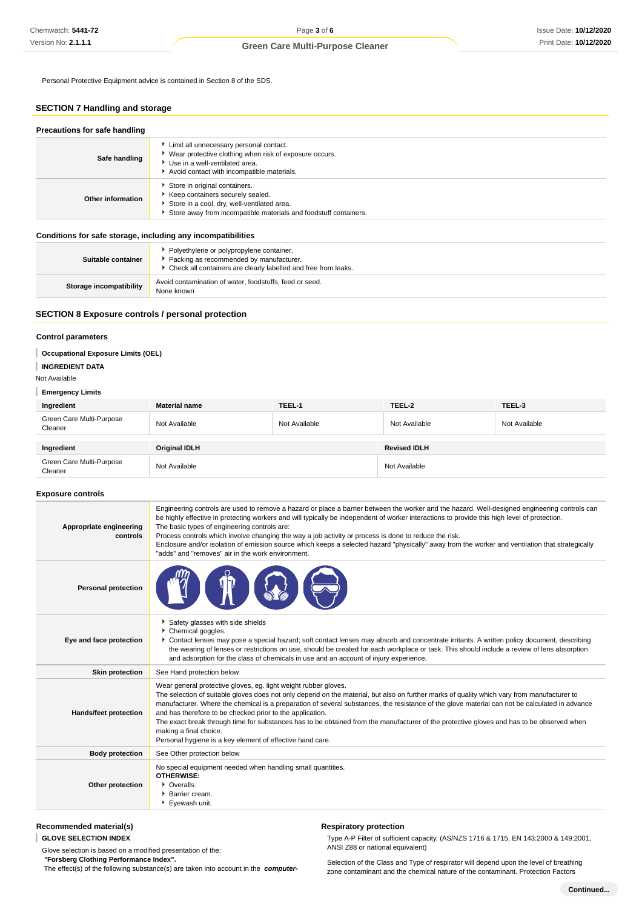Personal Protective Equipment advice is contained in Section 8 of the SDS.

## SECTION 7 Handling and storage

### Precautions for safe handling

| | |
|---|---|
| **Safe handling** | - Limit all unnecessary personal contact.<br>- Wear protective clothing when risk of exposure occurs.<br>- Use in a well-ventilated area.<br>- Avoid contact with incompatible materials. |
| **Other information** | - Store in original containers.<br>- Keep containers securely sealed.<br>- Store in a cool, dry, well-ventilated area.<br>- Store away from incompatible materials and foodstuff containers. |

### Conditions for safe storage, including any incompatibilities

| | |
|---|---|
| **Suitable container** | - Polyethylene or polypropylene container.<br>- Packing as recommended by manufacturer.<br>- Check all containers are clearly labelled and free from leaks. |
| **Storage incompatibility** | Avoid contamination of water, foodstuffs, feed or seed.<br>None known |

## SECTION 8 Exposure controls / personal protection

### Control parameters

**Occupational Exposure Limits (OEL)**

**INGREDIENT DATA**

Not Available

**Emergency Limits**

| Ingredient | Material name | TEEL-1 | TEEL-2 | TEEL-3 |
|---|---|---|---|---|
| Green Care Multi-Purpose Cleaner | Not Available | Not Available | Not Available | Not Available |

| Ingredient | Original IDLH | Revised IDLH |
|---|---|---|
| Green Care Multi-Purpose Cleaner | Not Available | Not Available |

### Exposure controls

| | |
|---|---|
| **Appropriate engineering controls** | Engineering controls are used to remove a hazard or place a barrier between the worker and the hazard. Well-designed engineering controls can be highly effective in protecting workers and will typically be independent of worker interactions to provide this high level of protection.<br>The basic types of engineering controls are:<br>Process controls which involve changing the way a job activity or process is done to reduce the risk.<br>Enclosure and/or isolation of emission source which keeps a selected hazard "physically" away from the worker and ventilation that strategically "adds" and "removes" air in the work environment. |
| **Personal protection** | |
| **Eye and face protection** | - Safety glasses with side shields<br>- Chemical goggles.<br>- Contact lenses may pose a special hazard; soft contact lenses may absorb and concentrate irritants. A written policy document, describing the wearing of lenses or restrictions on use, should be created for each workplace or task. This should include a review of lens absorption and adsorption for the class of chemicals in use and an account of injury experience. |
| **Skin protection** | See Hand protection below |
| **Hands/feet protection** | Wear general protective gloves, eg. light weight rubber gloves.<br>The selection of suitable gloves does not only depend on the material, but also on further marks of quality which vary from manufacturer to manufacturer. Where the chemical is a preparation of several substances, the resistance of the glove material can not be calculated in advance and has therefore to be checked prior to the application.<br>The exact break through time for substances has to be obtained from the manufacturer of the protective gloves and has to be observed when making a final choice.<br>Personal hygiene is a key element of effective hand care. |
| **Body protection** | See Other protection below |
| **Other protection** | No special equipment needed when handling small quantities.<br>**OTHERWISE:**<br>- Overalls.<br>- Barrier cream.<br>- Eyewash unit. |

### Recommended material(s)

**GLOVE SELECTION INDEX**

Glove selection is based on a modified presentation of the:
***"Forsberg Clothing Performance Index".***
The effect(s) of the following substance(s) are taken into account in the ***computer-***

### Respiratory protection

Type A-P Filter of sufficient capacity. (AS/NZS 1716 & 1715, EN 143:2000 & 149:2001, ANSI Z88 or national equivalent)

Selection of the Class and Type of respirator will depend upon the level of breathing zone contaminant and the chemical nature of the contaminant. Protection Factors

**Continued...**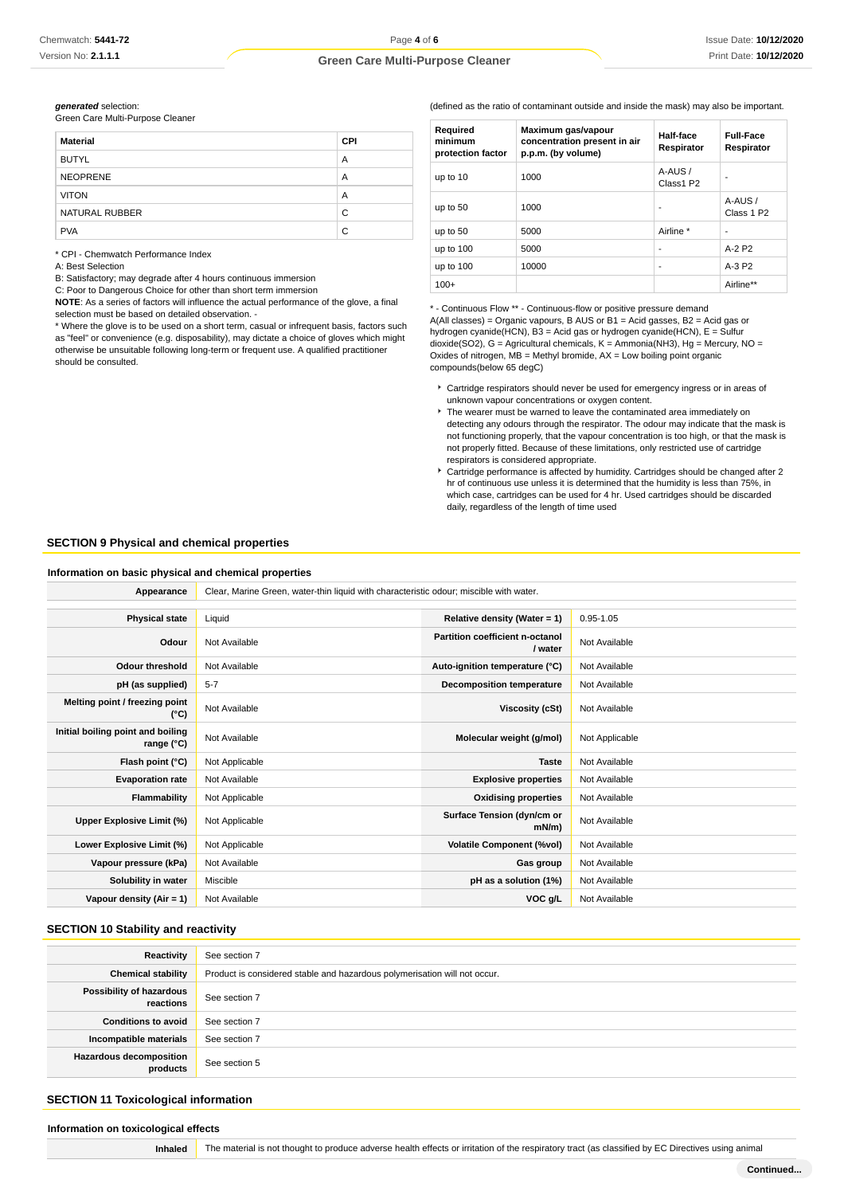***generated*** selection:
Green Care Multi-Purpose Cleaner

| Material | CPI |
|---|---|
| BUTYL | A |
| NEOPRENE | A |
| VITON | A |
| NATURAL RUBBER | C |
| PVA | C |

* CPI - Chemwatch Performance Index
A: Best Selection
B: Satisfactory; may degrade after 4 hours continuous immersion
C: Poor to Dangerous Choice for other than short term immersion
**NOTE**: As a series of factors will influence the actual performance of the glove, a final selection must be based on detailed observation. -
* Where the glove is to be used on a short term, casual or infrequent basis, factors such as "feel" or convenience (e.g. disposability), may dictate a choice of gloves which might otherwise be unsuitable following long-term or frequent use. A qualified practitioner should be consulted.

(defined as the ratio of contaminant outside and inside the mask) may also be important.

| Required minimum protection factor | Maximum gas/vapour concentration present in air p.p.m. (by volume) | Half-face Respirator | Full-Face Respirator |
|---|---|---|---|
| up to 10 | 1000 | A-AUS / Class1 P2 | - |
| up to 50 | 1000 | - | A-AUS / Class 1 P2 |
| up to 50 | 5000 | Airline * | - |
| up to 100 | 5000 | - | A-2 P2 |
| up to 100 | 10000 | - | A-3 P2 |
| 100+ | | | Airline** |

* - Continuous Flow ** - Continuous-flow or positive pressure demand
A(All classes) = Organic vapours, B AUS or B1 = Acid gasses, B2 = Acid gas or hydrogen cyanide(HCN), B3 = Acid gas or hydrogen cyanide(HCN), E = Sulfur dioxide(SO2), G = Agricultural chemicals, K = Ammonia(NH3), Hg = Mercury, NO = Oxides of nitrogen, MB = Methyl bromide, AX = Low boiling point organic compounds(below 65 degC)

- Cartridge respirators should never be used for emergency ingress or in areas of unknown vapour concentrations or oxygen content.
- The wearer must be warned to leave the contaminated area immediately on detecting any odours through the respirator. The odour may indicate that the mask is not functioning properly, that the vapour concentration is too high, or that the mask is not properly fitted. Because of these limitations, only restricted use of cartridge respirators is considered appropriate.
- Cartridge performance is affected by humidity. Cartridges should be changed after 2 hr of continuous use unless it is determined that the humidity is less than 75%, in which case, cartridges can be used for 4 hr. Used cartridges should be discarded daily, regardless of the length of time used

## SECTION 9 Physical and chemical properties

### Information on basic physical and chemical properties

| **Appearance** | Clear, Marine Green, water-thin liquid with characteristic odour; miscible with water. | | |
|---|---|---|---|
| **Physical state** | Liquid | **Relative density (Water = 1)** | 0.95-1.05 |
| **Odour** | Not Available | **Partition coefficient n-octanol / water** | Not Available |
| **Odour threshold** | Not Available | **Auto-ignition temperature (°C)** | Not Available |
| **pH (as supplied)** | 5-7 | **Decomposition temperature** | Not Available |
| **Melting point / freezing point (°C)** | Not Available | **Viscosity (cSt)** | Not Available |
| **Initial boiling point and boiling range (°C)** | Not Available | **Molecular weight (g/mol)** | Not Applicable |
| **Flash point (°C)** | Not Applicable | **Taste** | Not Available |
| **Evaporation rate** | Not Available | **Explosive properties** | Not Available |
| **Flammability** | Not Applicable | **Oxidising properties** | Not Available |
| **Upper Explosive Limit (%)** | Not Applicable | **Surface Tension (dyn/cm or mN/m)** | Not Available |
| **Lower Explosive Limit (%)** | Not Applicable | **Volatile Component (%vol)** | Not Available |
| **Vapour pressure (kPa)** | Not Available | **Gas group** | Not Available |
| **Solubility in water** | Miscible | **pH as a solution (1%)** | Not Available |
| **Vapour density (Air = 1)** | Not Available | **VOC g/L** | Not Available |

## SECTION 10 Stability and reactivity

| | |
|---|---|
| **Reactivity** | See section 7 |
| **Chemical stability** | Product is considered stable and hazardous polymerisation will not occur. |
| **Possibility of hazardous reactions** | See section 7 |
| **Conditions to avoid** | See section 7 |
| **Incompatible materials** | See section 7 |
| **Hazardous decomposition products** | See section 5 |

## SECTION 11 Toxicological information

### Information on toxicological effects

| | |
|---|---|
| **Inhaled** | The material is not thought to produce adverse health effects or irritation of the respiratory tract (as classified by EC Directives using animal |

Continued...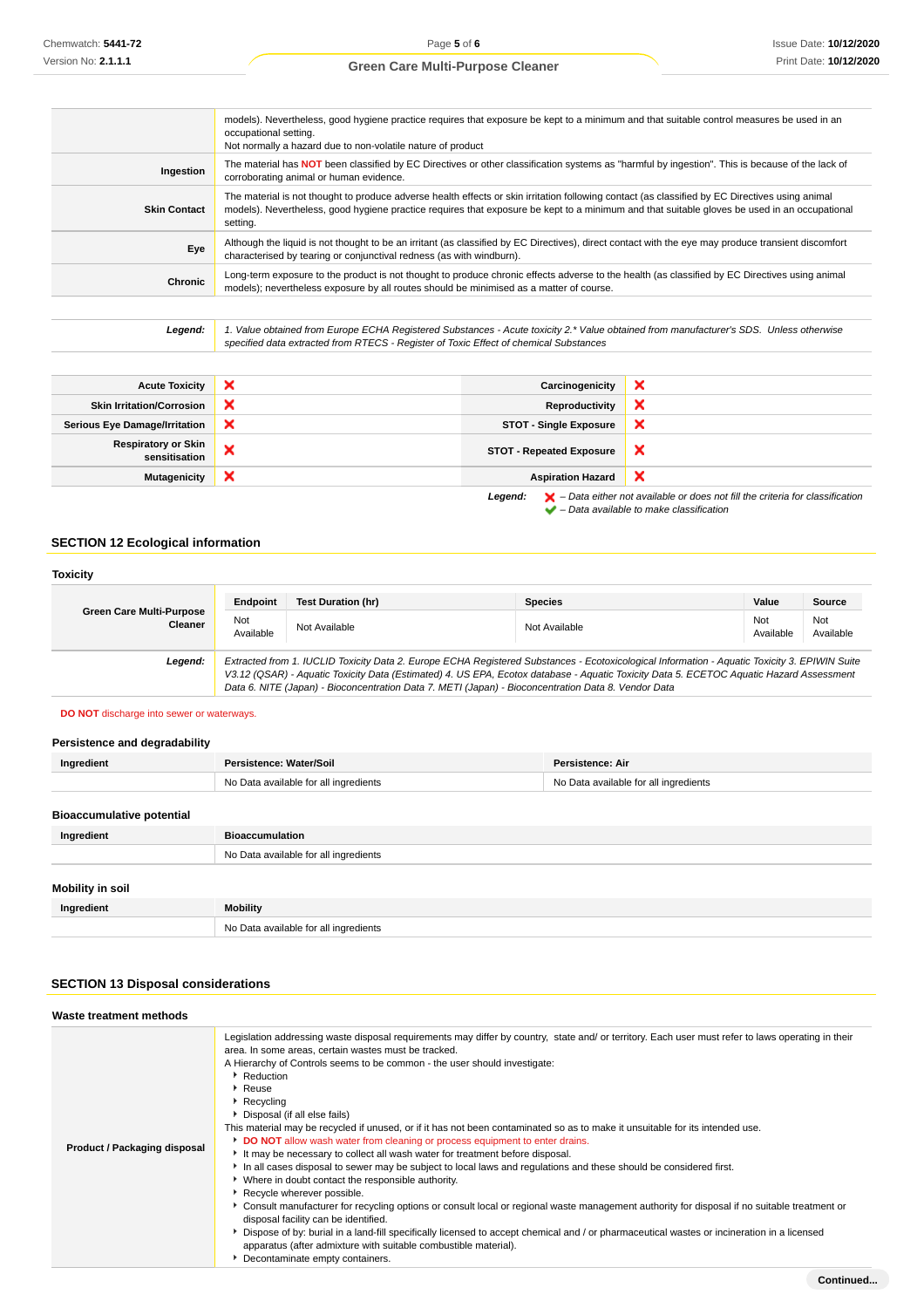| | |
|---|---|
| | models). Nevertheless, good hygiene practice requires that exposure be kept to a minimum and that suitable control measures be used in an occupational setting.<br>Not normally a hazard due to non-volatile nature of product |
| **Ingestion** | The material has **NOT** been classified by EC Directives or other classification systems as "harmful by ingestion". This is because of the lack of corroborating animal or human evidence. |
| **Skin Contact** | The material is not thought to produce adverse health effects or skin irritation following contact (as classified by EC Directives using animal models). Nevertheless, good hygiene practice requires that exposure be kept to a minimum and that suitable gloves be used in an occupational setting. |
| **Eye** | Although the liquid is not thought to be an irritant (as classified by EC Directives), direct contact with the eye may produce transient discomfort characterised by tearing or conjunctival redness (as with windburn). |
| **Chronic** | Long-term exposure to the product is not thought to produce chronic effects adverse to the health (as classified by EC Directives using animal models); nevertheless exposure by all routes should be minimised as a matter of course. |

| | |
|---|---|
| ***Legend:*** | *1. Value obtained from Europe ECHA Registered Substances - Acute toxicity 2.\* Value obtained from manufacturer's SDS. Unless otherwise specified data extracted from RTECS - Register of Toxic Effect of chemical Substances* |

| | | | |
|---|---|---|---|
| **Acute Toxicity** | ✘ | **Carcinogenicity** | ✘ |
| **Skin Irritation/Corrosion** | ✘ | **Reproductivity** | ✘ |
| **Serious Eye Damage/Irritation** | ✘ | **STOT - Single Exposure** | ✘ |
| **Respiratory or Skin sensitisation** | ✘ | **STOT - Repeated Exposure** | ✘ |
| **Mutagenicity** | ✘ | **Aspiration Hazard** | ✘ |

***Legend:*** ✘ *– Data either not available or does not fill the criteria for classification*
✔ *– Data available to make classification*

## SECTION 12 Ecological information

### Toxicity

| | Endpoint | Test Duration (hr) | Species | Value | Source |
|---|---|---|---|---|---|
| **Green Care Multi-Purpose Cleaner** | Not Available | Not Available | Not Available | Not Available | Not Available |
| ***Legend:*** | *Extracted from 1. IUCLID Toxicity Data 2. Europe ECHA Registered Substances - Ecotoxicological Information - Aquatic Toxicity 3. EPIWIN Suite V3.12 (QSAR) - Aquatic Toxicity Data (Estimated) 4. US EPA, Ecotox database - Aquatic Toxicity Data 5. ECETOC Aquatic Hazard Assessment Data 6. NITE (Japan) - Bioconcentration Data 7. METI (Japan) - Bioconcentration Data 8. Vendor Data* | | | | |

**DO NOT** discharge into sewer or waterways.

### Persistence and degradability

| Ingredient | Persistence: Water/Soil | Persistence: Air |
|---|---|---|
| | No Data available for all ingredients | No Data available for all ingredients |

### Bioaccumulative potential

| Ingredient | Bioaccumulation |
|---|---|
| | No Data available for all ingredients |

### Mobility in soil

| Ingredient | Mobility |
|---|---|
| | No Data available for all ingredients |

## SECTION 13 Disposal considerations

### Waste treatment methods

**Product / Packaging disposal**

Legislation addressing waste disposal requirements may differ by country, state and/ or territory. Each user must refer to laws operating in their area. In some areas, certain wastes must be tracked.

A Hierarchy of Controls seems to be common - the user should investigate:

- Reduction
- Reuse
- Recycling
- Disposal (if all else fails)

This material may be recycled if unused, or if it has not been contaminated so as to make it unsuitable for its intended use.

- **DO NOT** allow wash water from cleaning or process equipment to enter drains.
- It may be necessary to collect all wash water for treatment before disposal.
- In all cases disposal to sewer may be subject to local laws and regulations and these should be considered first.
- Where in doubt contact the responsible authority.
- Recycle wherever possible.
- Consult manufacturer for recycling options or consult local or regional waste management authority for disposal if no suitable treatment or disposal facility can be identified.
- Dispose of by: burial in a land-fill specifically licensed to accept chemical and / or pharmaceutical wastes or incineration in a licensed apparatus (after admixture with suitable combustible material).
- Decontaminate empty containers.

Continued...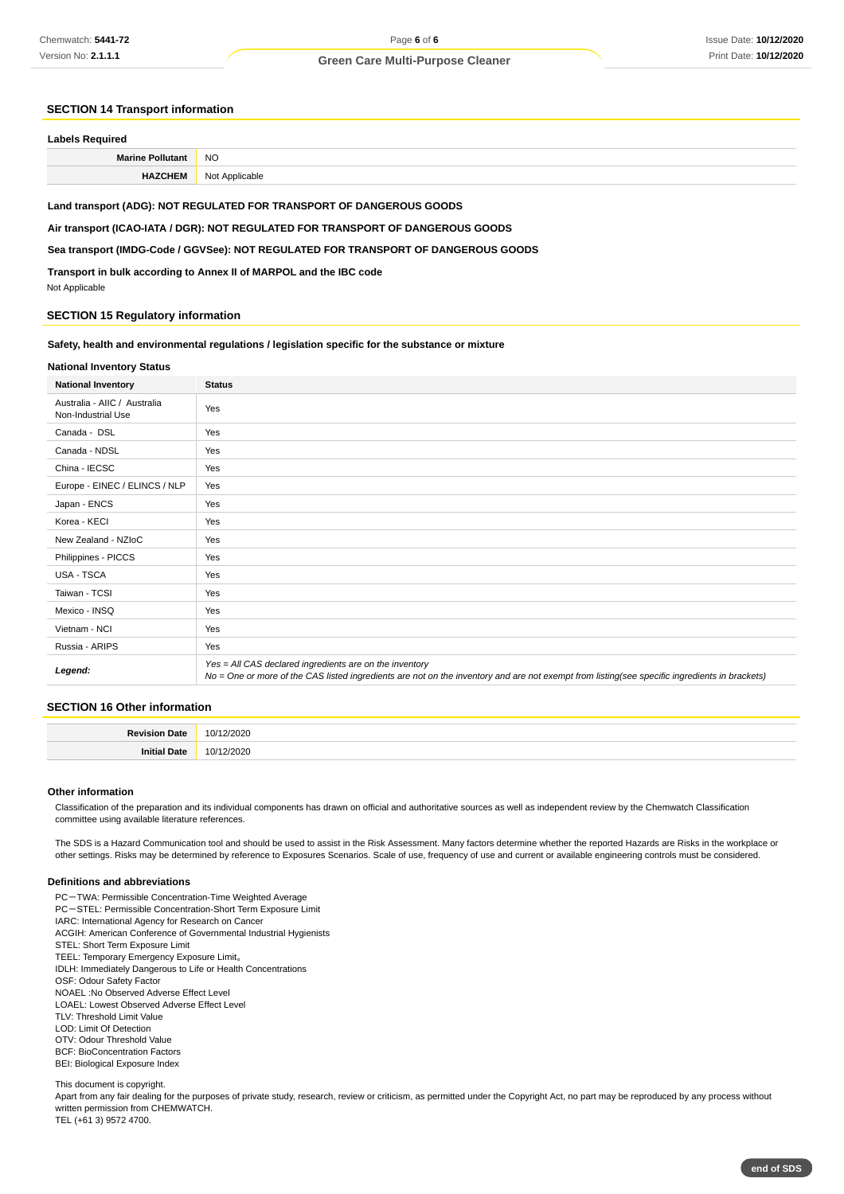## SECTION 14 Transport information

**Labels Required**

| | |
|---|---|
| **Marine Pollutant** | NO |
| **HAZCHEM** | Not Applicable |

**Land transport (ADG): NOT REGULATED FOR TRANSPORT OF DANGEROUS GOODS**

**Air transport (ICAO-IATA / DGR): NOT REGULATED FOR TRANSPORT OF DANGEROUS GOODS**

**Sea transport (IMDG-Code / GGVSee): NOT REGULATED FOR TRANSPORT OF DANGEROUS GOODS**

**Transport in bulk according to Annex II of MARPOL and the IBC code**

Not Applicable

## SECTION 15 Regulatory information

**Safety, health and environmental regulations / legislation specific for the substance or mixture**

**National Inventory Status**

| National Inventory | Status |
|---|---|
| Australia - AIIC / Australia Non-Industrial Use | Yes |
| Canada - DSL | Yes |
| Canada - NDSL | Yes |
| China - IECSC | Yes |
| Europe - EINEC / ELINCS / NLP | Yes |
| Japan - ENCS | Yes |
| Korea - KECI | Yes |
| New Zealand - NZIoC | Yes |
| Philippines - PICCS | Yes |
| USA - TSCA | Yes |
| Taiwan - TCSI | Yes |
| Mexico - INSQ | Yes |
| Vietnam - NCI | Yes |
| Russia - ARIPS | Yes |
| ***Legend:*** | *Yes = All CAS declared ingredients are on the inventory*<br>*No = One or more of the CAS listed ingredients are not on the inventory and are not exempt from listing(see specific ingredients in brackets)* |

## SECTION 16 Other information

| | |
|---|---|
| **Revision Date** | 10/12/2020 |
| **Initial Date** | 10/12/2020 |

### Other information

Classification of the preparation and its individual components has drawn on official and authoritative sources as well as independent review by the Chemwatch Classification committee using available literature references.

The SDS is a Hazard Communication tool and should be used to assist in the Risk Assessment. Many factors determine whether the reported Hazards are Risks in the workplace or other settings. Risks may be determined by reference to Exposures Scenarios. Scale of use, frequency of use and current or available engineering controls must be considered.

### Definitions and abbreviations

PC－TWA: Permissible Concentration-Time Weighted Average
PC－STEL: Permissible Concentration-Short Term Exposure Limit
IARC: International Agency for Research on Cancer
ACGIH: American Conference of Governmental Industrial Hygienists
STEL: Short Term Exposure Limit
TEEL: Temporary Emergency Exposure Limit。
IDLH: Immediately Dangerous to Life or Health Concentrations
OSF: Odour Safety Factor
NOAEL :No Observed Adverse Effect Level
LOAEL: Lowest Observed Adverse Effect Level
TLV: Threshold Limit Value
LOD: Limit Of Detection
OTV: Odour Threshold Value
BCF: BioConcentration Factors
BEI: Biological Exposure Index

This document is copyright.
Apart from any fair dealing for the purposes of private study, research, review or criticism, as permitted under the Copyright Act, no part may be reproduced by any process without written permission from CHEMWATCH.
TEL (+61 3) 9572 4700.

**end of SDS**